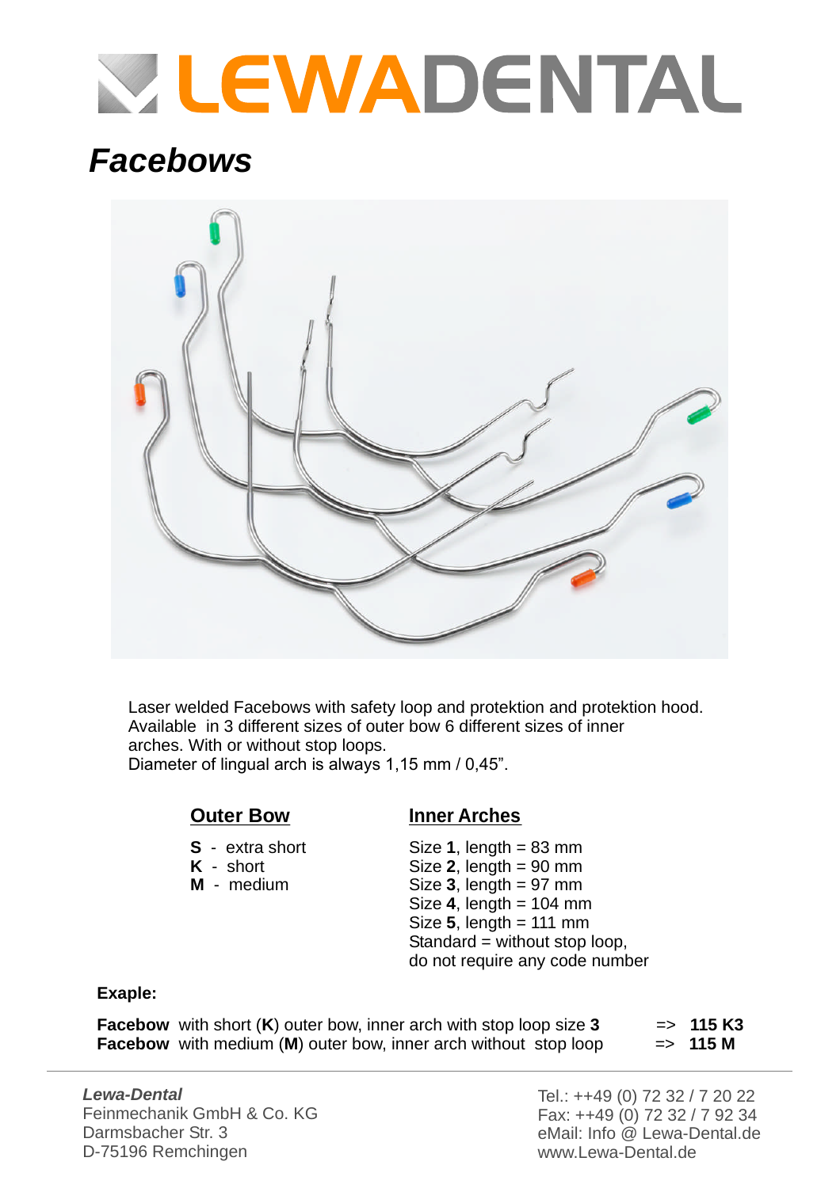# LEWADENTAL

## *Facebows*

Laser welded Facebows with safety loop and protektion and protektion hood.
Available in 3 different sizes of outer bow 6 different sizes of inner arches. With or without stop loops.
Diameter of lingual arch is always 1,15 mm / 0,45".

| <u>**Outer Bow**</u> | <u>**Inner Arches**</u> |
|---|---|
| **S** - extra short | Size **1**, length = 83 mm |
| **K** - short | Size **2**, length = 90 mm |
| **M** - medium | Size **3**, length = 97 mm |
| | Size **4**, length = 104 mm |
| | Size **5**, length = 111 mm |
| | Standard = without stop loop, do not require any code number |

**Exaple:**

**Facebow** with short (**K**) outer bow, inner arch with stop loop size **3** => **115 K3**
**Facebow** with medium (**M**) outer bow, inner arch without stop loop => **115 M**

***Lewa-Dental***
Feinmechanik GmbH & Co. KG
Darmsbacher Str. 3
D-75196 Remchingen

Tel.: ++49 (0) 72 32 / 7 20 22
Fax: ++49 (0) 72 32 / 7 92 34
eMail: Info @ Lewa-Dental.de
www.Lewa-Dental.de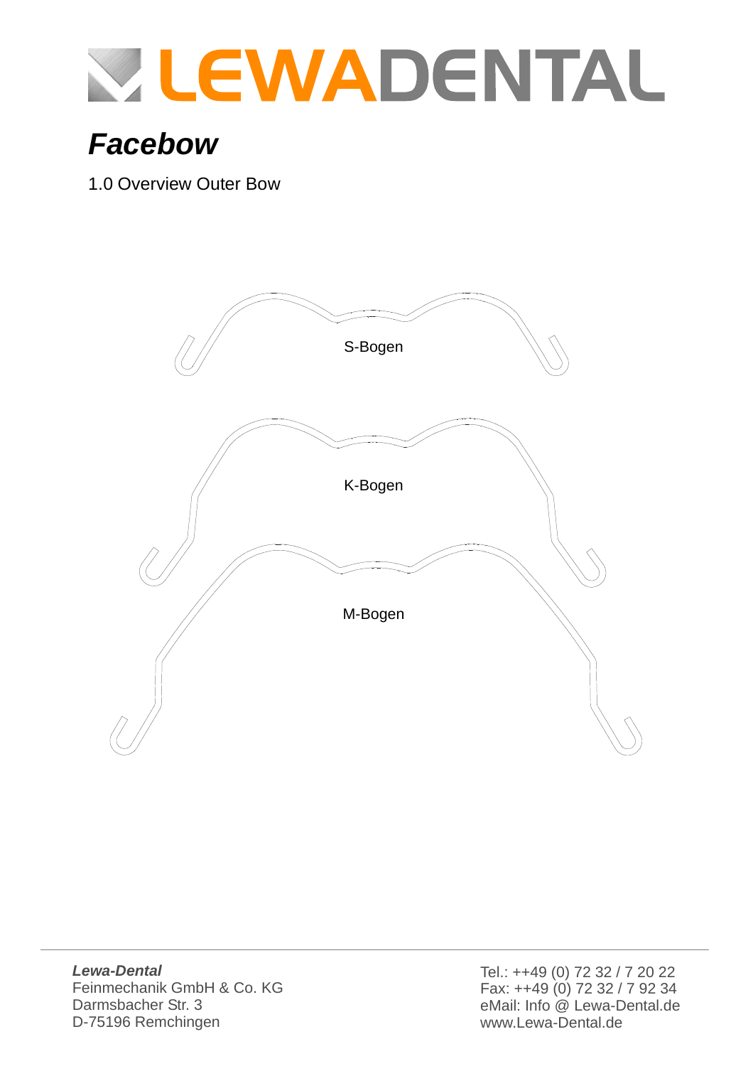# LEWADENTAL

## *Facebow*

1.0 Overview Outer Bow

S-Bogen

K-Bogen

M-Bogen

***Lewa-Dental***
Feinmechanik GmbH & Co. KG
Darmsbacher Str. 3
D-75196 Remchingen

Tel.: ++49 (0) 72 32 / 7 20 22
Fax: ++49 (0) 72 32 / 7 92 34
eMail: Info @ Lewa-Dental.de
www.Lewa-Dental.de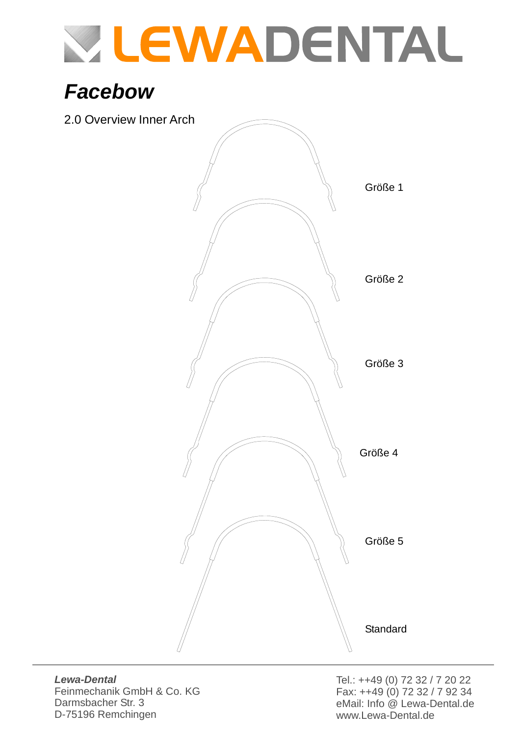# LEWADENTAL

## *Facebow*

2.0 Overview Inner Arch

Größe 1

Größe 2

Größe 3

Größe 4

Größe 5

Standard

***Lewa-Dental***
Feinmechanik GmbH & Co. KG
Darmsbacher Str. 3
D-75196 Remchingen

Tel.: ++49 (0) 72 32 / 7 20 22
Fax: ++49 (0) 72 32 / 7 92 34
eMail: Info @ Lewa-Dental.de
www.Lewa-Dental.de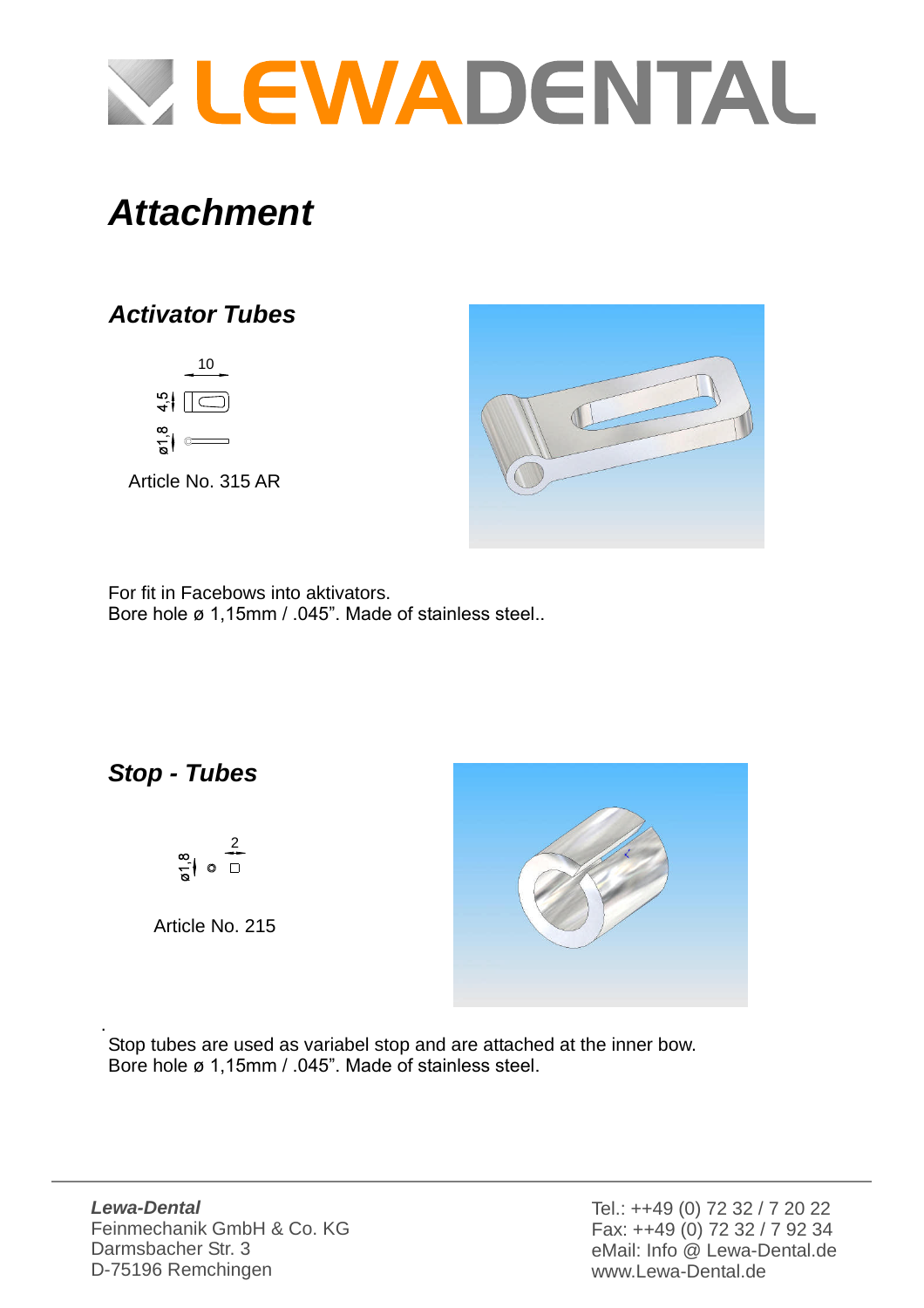# LEWADENTAL

## *Attachment*

### *Activator Tubes*

10

4,5

ø1,8

Article No. 315 AR

For fit in Facebows into aktivators.
Bore hole ø 1,15mm / .045”. Made of stainless steel..

### *Stop - Tubes*

2

ø1,8

Article No. 215

Stop tubes are used as variabel stop and are attached at the inner bow.
Bore hole ø 1,15mm / .045”. Made of stainless steel.

***Lewa-Dental***
Feinmechanik GmbH & Co. KG
Darmsbacher Str. 3
D-75196 Remchingen

Tel.: ++49 (0) 72 32 / 7 20 22
Fax: ++49 (0) 72 32 / 7 92 34
eMail: Info @ Lewa-Dental.de
www.Lewa-Dental.de